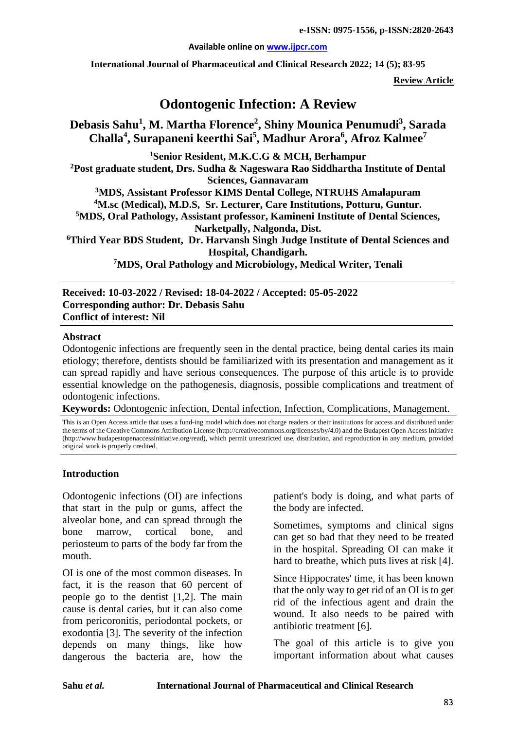**Review Article**

# Odontogenic Infection: A Review

**Debasis Sahu[1], M. Martha Florence[2], Shiny Mounica Penumudi[3], Sarada Challa[4], Surapaneni keerthi Sai[5], Madhur Arora[6], Afroz Kalmee[7]**

**[1]Senior Resident, M.K.C.G & MCH, Berhampur**

**[2]Post graduate student, Drs. Sudha & Nageswara Rao Siddhartha Institute of Dental Sciences, Gannavaram**

**[3]MDS, Assistant Professor KIMS Dental College, NTRUHS Amalapuram**

**[4]M.sc (Medical), M.D.S, Sr. Lecturer, Care Institutions, Potturu, Guntur.**

**[5]MDS, Oral Pathology, Assistant professor, Kamineni Institute of Dental Sciences, Narketpally, Nalgonda, Dist.**

**[6]Third Year BDS Student, Dr. Harvansh Singh Judge Institute of Dental Sciences and Hospital, Chandigarh.**

**[7]MDS, Oral Pathology and Microbiology, Medical Writer, Tenali**

**Received: 10-03-2022 / Revised: 18-04-2022 / Accepted: 05-05-2022**
**Corresponding author: Dr. Debasis Sahu**
**Conflict of interest: Nil**

## Abstract

Odontogenic infections are frequently seen in the dental practice, being dental caries its main etiology; therefore, dentists should be familiarized with its presentation and management as it can spread rapidly and have serious consequences. The purpose of this article is to provide essential knowledge on the pathogenesis, diagnosis, possible complications and treatment of odontogenic infections.

**Keywords:** Odontogenic infection, Dental infection, Infection, Complications, Management.

This is an Open Access article that uses a fund-ing model which does not charge readers or their institutions for access and distributed under the terms of the Creative Commons Attribution License (http://creativecommons.org/licenses/by/4.0) and the Budapest Open Access Initiative (http://www.budapestopenaccessinitiative.org/read), which permit unrestricted use, distribution, and reproduction in any medium, provided original work is properly credited.

## Introduction

Odontogenic infections (OI) are infections that start in the pulp or gums, affect the alveolar bone, and can spread through the bone marrow, cortical bone, and periosteum to parts of the body far from the mouth.

OI is one of the most common diseases. In fact, it is the reason that 60 percent of people go to the dentist [1,2]. The main cause is dental caries, but it can also come from pericoronitis, periodontal pockets, or exodontia [3]. The severity of the infection depends on many things, like how dangerous the bacteria are, how the patient's body is doing, and what parts of the body are infected.

Sometimes, symptoms and clinical signs can get so bad that they need to be treated in the hospital. Spreading OI can make it hard to breathe, which puts lives at risk [4].

Since Hippocrates' time, it has been known that the only way to get rid of an OI is to get rid of the infectious agent and drain the wound. It also needs to be paired with antibiotic treatment [6].

The goal of this article is to give you important information about what causes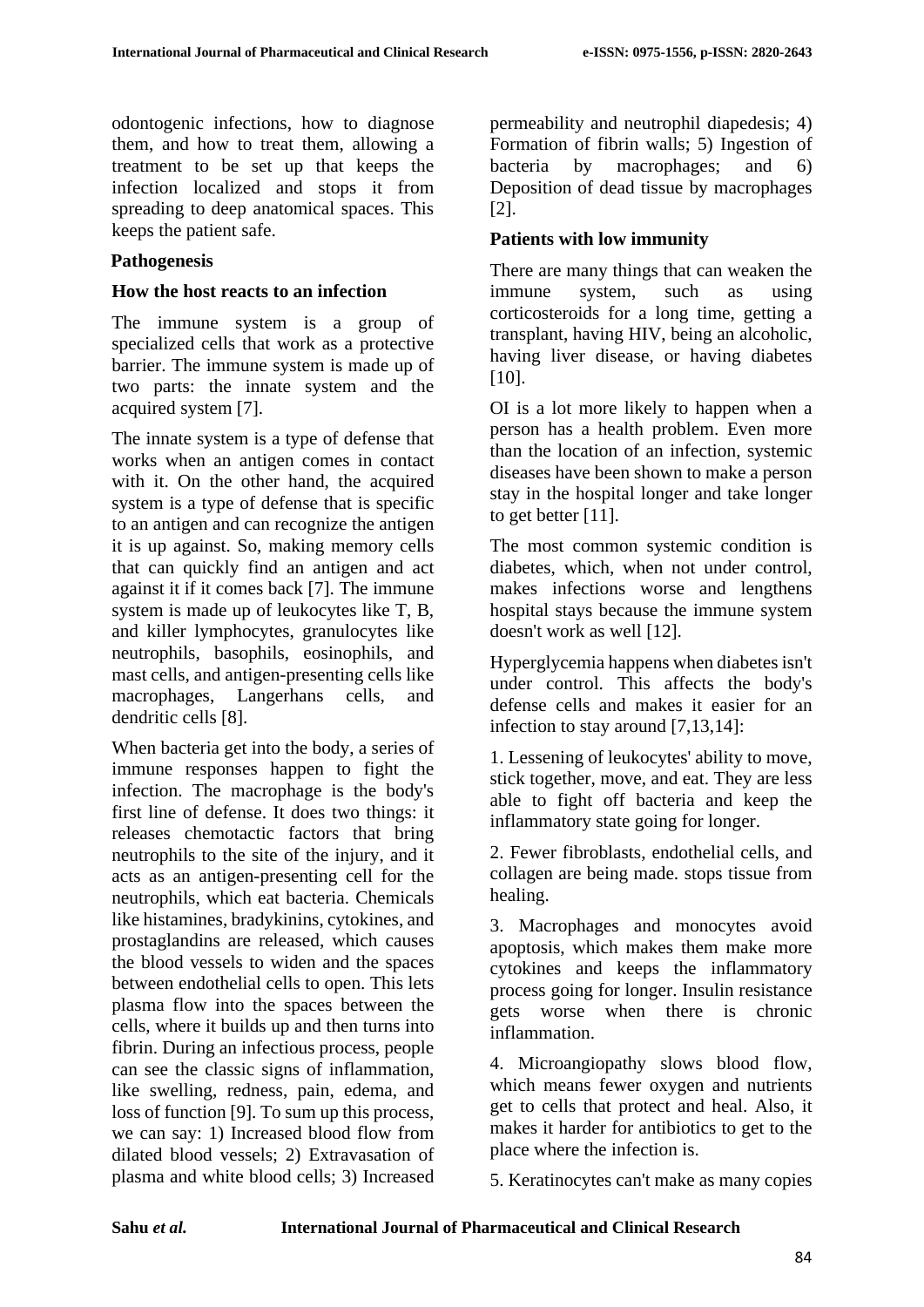odontogenic infections, how to diagnose them, and how to treat them, allowing a treatment to be set up that keeps the infection localized and stops it from spreading to deep anatomical spaces. This keeps the patient safe.

## Pathogenesis

### How the host reacts to an infection

The immune system is a group of specialized cells that work as a protective barrier. The immune system is made up of two parts: the innate system and the acquired system [7].

The innate system is a type of defense that works when an antigen comes in contact with it. On the other hand, the acquired system is a type of defense that is specific to an antigen and can recognize the antigen it is up against. So, making memory cells that can quickly find an antigen and act against it if it comes back [7]. The immune system is made up of leukocytes like T, B, and killer lymphocytes, granulocytes like neutrophils, basophils, eosinophils, and mast cells, and antigen-presenting cells like macrophages, Langerhans cells, and dendritic cells [8].

When bacteria get into the body, a series of immune responses happen to fight the infection. The macrophage is the body's first line of defense. It does two things: it releases chemotactic factors that bring neutrophils to the site of the injury, and it acts as an antigen-presenting cell for the neutrophils, which eat bacteria. Chemicals like histamines, bradykinins, cytokines, and prostaglandins are released, which causes the blood vessels to widen and the spaces between endothelial cells to open. This lets plasma flow into the spaces between the cells, where it builds up and then turns into fibrin. During an infectious process, people can see the classic signs of inflammation, like swelling, redness, pain, edema, and loss of function [9]. To sum up this process, we can say: 1) Increased blood flow from dilated blood vessels; 2) Extravasation of plasma and white blood cells; 3) Increased permeability and neutrophil diapedesis; 4) Formation of fibrin walls; 5) Ingestion of bacteria by macrophages; and 6) Deposition of dead tissue by macrophages [2].

### Patients with low immunity

There are many things that can weaken the immune system, such as using corticosteroids for a long time, getting a transplant, having HIV, being an alcoholic, having liver disease, or having diabetes [10].

OI is a lot more likely to happen when a person has a health problem. Even more than the location of an infection, systemic diseases have been shown to make a person stay in the hospital longer and take longer to get better [11].

The most common systemic condition is diabetes, which, when not under control, makes infections worse and lengthens hospital stays because the immune system doesn't work as well [12].

Hyperglycemia happens when diabetes isn't under control. This affects the body's defense cells and makes it easier for an infection to stay around [7,13,14]:

1. Lessening of leukocytes' ability to move, stick together, move, and eat. They are less able to fight off bacteria and keep the inflammatory state going for longer.

2. Fewer fibroblasts, endothelial cells, and collagen are being made. stops tissue from healing.

3. Macrophages and monocytes avoid apoptosis, which makes them make more cytokines and keeps the inflammatory process going for longer. Insulin resistance gets worse when there is chronic inflammation.

4. Microangiopathy slows blood flow, which means fewer oxygen and nutrients get to cells that protect and heal. Also, it makes it harder for antibiotics to get to the place where the infection is.

5. Keratinocytes can't make as many copies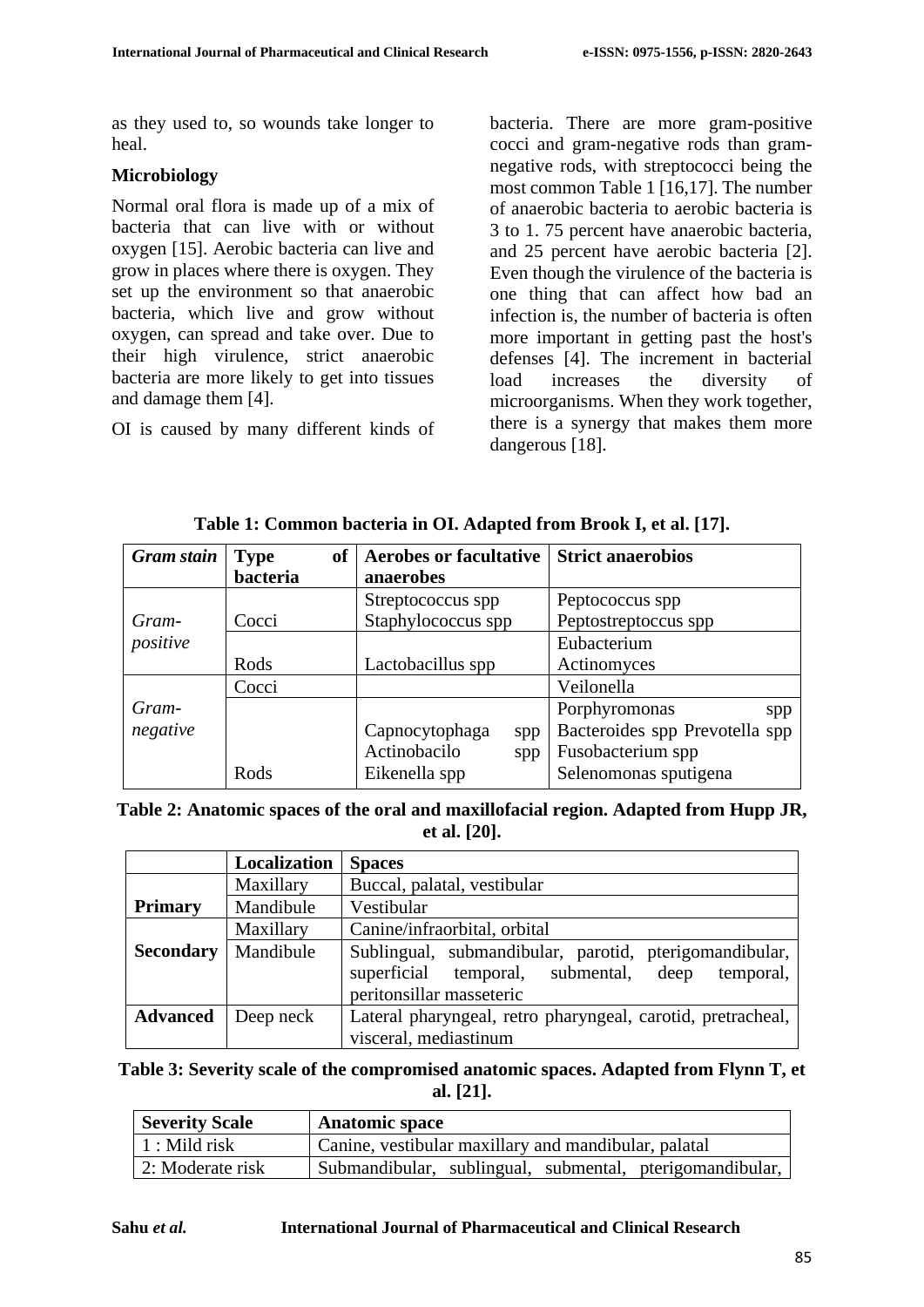as they used to, so wounds take longer to heal.

**Microbiology**

Normal oral flora is made up of a mix of bacteria that can live with or without oxygen [15]. Aerobic bacteria can live and grow in places where there is oxygen. They set up the environment so that anaerobic bacteria, which live and grow without oxygen, can spread and take over. Due to their high virulence, strict anaerobic bacteria are more likely to get into tissues and damage them [4].

OI is caused by many different kinds of bacteria. There are more gram-positive cocci and gram-negative rods than gram-negative rods, with streptococci being the most common Table 1 [16,17]. The number of anaerobic bacteria to aerobic bacteria is 3 to 1. 75 percent have anaerobic bacteria, and 25 percent have aerobic bacteria [2]. Even though the virulence of the bacteria is one thing that can affect how bad an infection is, the number of bacteria is often more important in getting past the host's defenses [4]. The increment in bacterial load increases the diversity of microorganisms. When they work together, there is a synergy that makes them more dangerous [18].

**Table 1: Common bacteria in OI. Adapted from Brook I, et al. [17].**

| *Gram stain* | **Type of bacteria** | **Aerobes or facultative anaerobes** | **Strict anaerobios** |
|---|---|---|---|
| *Gram-positive* | Cocci | Streptococcus spp Staphylococcus spp | Peptococcus spp Peptostreptoccus spp |
| | Rods | Lactobacillus spp | Eubacterium Actinomyces |
| *Gram-negative* | Cocci | | Veilonella |
| | Rods | Capnocytophaga spp Actinobacilo spp Eikenella spp | Porphyromonas spp Bacteroides spp Prevotella spp Fusobacterium spp Selenomonas sputigena |

**Table 2: Anatomic spaces of the oral and maxillofacial region. Adapted from Hupp JR, et al. [20].**

| | **Localization** | **Spaces** |
|---|---|---|
| **Primary** | Maxillary | Buccal, palatal, vestibular |
| | Mandibule | Vestibular |
| **Secondary** | Maxillary | Canine/infraorbital, orbital |
| | Mandibule | Sublingual, submandibular, parotid, pterigomandibular, superficial temporal, submental, deep temporal, peritonsillar masseteric |
| **Advanced** | Deep neck | Lateral pharyngeal, retro pharyngeal, carotid, pretracheal, visceral, mediastinum |

**Table 3: Severity scale of the compromised anatomic spaces. Adapted from Flynn T, et al. [21].**

| **Severity Scale** | **Anatomic space** |
|---|---|
| 1 : Mild risk | Canine, vestibular maxillary and mandibular, palatal |
| 2: Moderate risk | Submandibular, sublingual, submental, pterigomandibular, |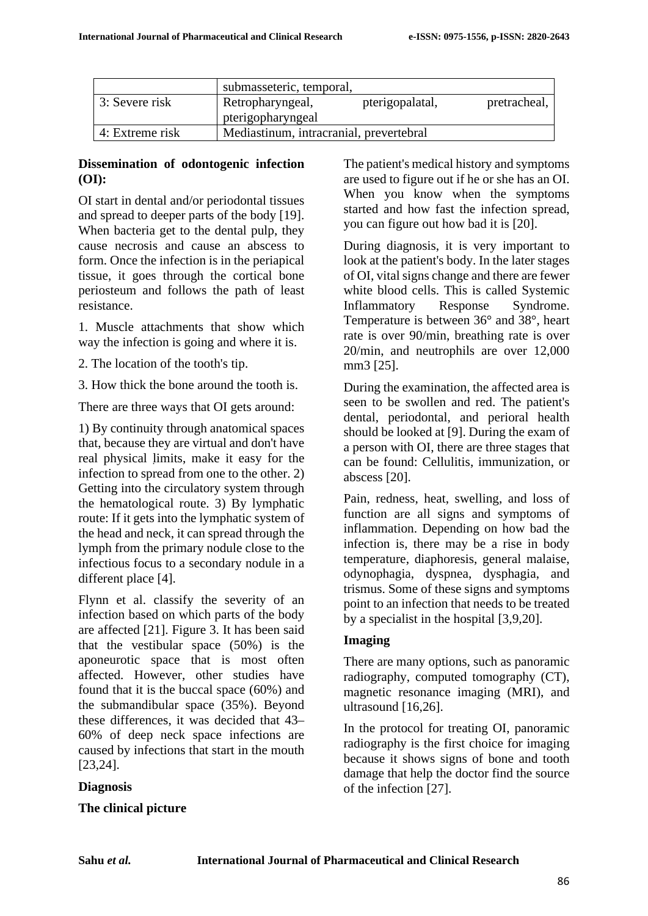|  | submasseteric, temporal, |
| --- | --- |
| 3: Severe risk | Retropharyngeal, pterigopalatal, pretracheal, pterigopharyngeal |
| 4: Extreme risk | Mediastinum, intracranial, prevertebral |

**Dissemination of odontogenic infection (OI):**

OI start in dental and/or periodontal tissues and spread to deeper parts of the body [19]. When bacteria get to the dental pulp, they cause necrosis and cause an abscess to form. Once the infection is in the periapical tissue, it goes through the cortical bone periosteum and follows the path of least resistance.

1. Muscle attachments that show which way the infection is going and where it is.

2. The location of the tooth's tip.

3. How thick the bone around the tooth is.

There are three ways that OI gets around:

1) By continuity through anatomical spaces that, because they are virtual and don't have real physical limits, make it easy for the infection to spread from one to the other. 2) Getting into the circulatory system through the hematological route. 3) By lymphatic route: If it gets into the lymphatic system of the head and neck, it can spread through the lymph from the primary nodule close to the infectious focus to a secondary nodule in a different place [4].

Flynn et al. classify the severity of an infection based on which parts of the body are affected [21]. Figure 3. It has been said that the vestibular space (50%) is the aponeurotic space that is most often affected. However, other studies have found that it is the buccal space (60%) and the submandibular space (35%). Beyond these differences, it was decided that 43–60% of deep neck space infections are caused by infections that start in the mouth [23,24].

**Diagnosis**

**The clinical picture**

The patient's medical history and symptoms are used to figure out if he or she has an OI. When you know when the symptoms started and how fast the infection spread, you can figure out how bad it is [20].

During diagnosis, it is very important to look at the patient's body. In the later stages of OI, vital signs change and there are fewer white blood cells. This is called Systemic Inflammatory Response Syndrome. Temperature is between 36° and 38°, heart rate is over 90/min, breathing rate is over 20/min, and neutrophils are over 12,000 mm3 [25].

During the examination, the affected area is seen to be swollen and red. The patient's dental, periodontal, and perioral health should be looked at [9]. During the exam of a person with OI, there are three stages that can be found: Cellulitis, immunization, or abscess [20].

Pain, redness, heat, swelling, and loss of function are all signs and symptoms of inflammation. Depending on how bad the infection is, there may be a rise in body temperature, diaphoresis, general malaise, odynophagia, dyspnea, dysphagia, and trismus. Some of these signs and symptoms point to an infection that needs to be treated by a specialist in the hospital [3,9,20].

**Imaging**

There are many options, such as panoramic radiography, computed tomography (CT), magnetic resonance imaging (MRI), and ultrasound [16,26].

In the protocol for treating OI, panoramic radiography is the first choice for imaging because it shows signs of bone and tooth damage that help the doctor find the source of the infection [27].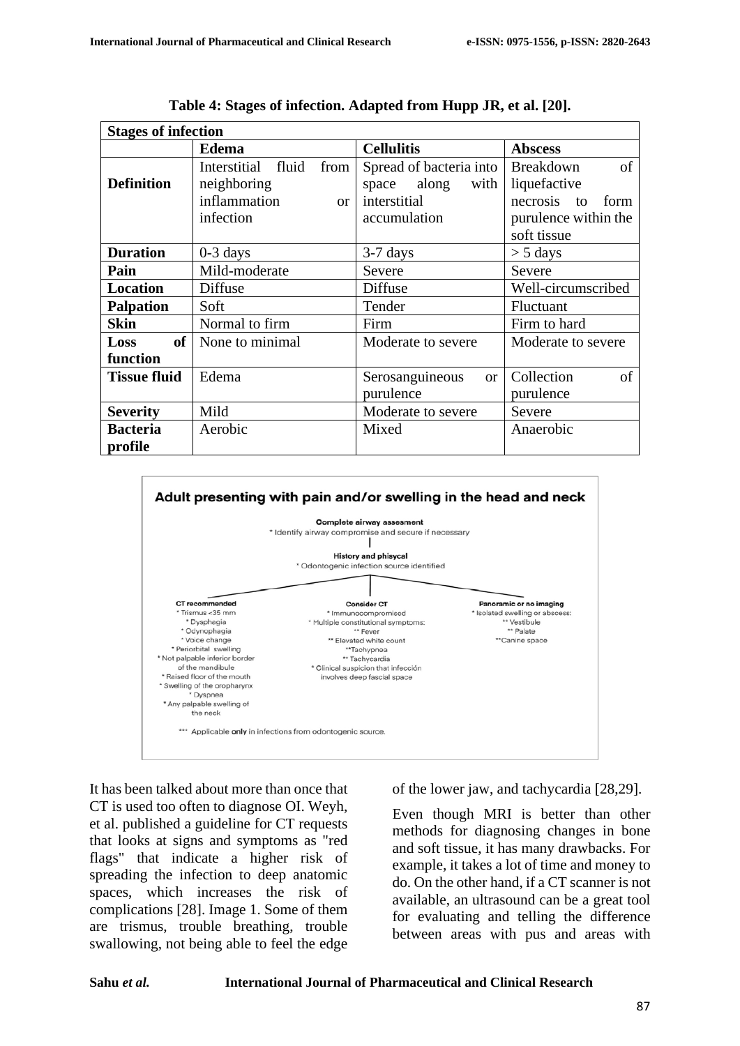**Table 4: Stages of infection. Adapted from Hupp JR, et al. [20].**

| Stages of infection | | | |
|---|---|---|---|
| | **Edema** | **Cellulitis** | **Abscess** |
| **Definition** | Interstitial fluid from neighboring inflammation or infection | Spread of bacteria into space along with interstitial accumulation | Breakdown of liquefactive necrosis to form purulence within the soft tissue |
| **Duration** | 0-3 days | 3-7 days | > 5 days |
| **Pain** | Mild-moderate | Severe | Severe |
| **Location** | Diffuse | Diffuse | Well-circumscribed |
| **Palpation** | Soft | Tender | Fluctuant |
| **Skin** | Normal to firm | Firm | Firm to hard |
| **Loss of function** | None to minimal | Moderate to severe | Moderate to severe |
| **Tissue fluid** | Edema | Serosanguineous or purulence | Collection of purulence |
| **Severity** | Mild | Moderate to severe | Severe |
| **Bacteria profile** | Aerobic | Mixed | Anaerobic |

**Adult presenting with pain and/or swelling in the head and neck**

**Complete airway assesment**
* Identify airway compromise and secure if necessary

**History and phisycal**
* Odontogenic infection source identified

**CT recommended**
* Trismus <35 mm
* Dysphagia
* Odynophagia
* Voice change
* Periorbital swelling
* Not palpable inferior border of the mandibule
* Raised floor of the mouth
* Swelling of the oropharynx
* Dyspnea
* Any palpable swelling of the neck

**Consider CT**
* Immunocompromised
* Multiple constitutional symptoms:
** Fever
** Elevated white count
** Tachypnea
** Tachycardia
* Clinical suspicion that infección involves deep fascial space

**Panoramic or no imaging**
* Isolated swelling or abscess:
** Vestibule
** Palate
** Canine space

*** Applicable only in infections from odontogenic source.

It has been talked about more than once that CT is used too often to diagnose OI. Weyh, et al. published a guideline for CT requests that looks at signs and symptoms as "red flags" that indicate a higher risk of spreading the infection to deep anatomic spaces, which increases the risk of complications [28]. Image 1. Some of them are trismus, trouble breathing, trouble swallowing, not being able to feel the edge of the lower jaw, and tachycardia [28,29].

Even though MRI is better than other methods for diagnosing changes in bone and soft tissue, it has many drawbacks. For example, it takes a lot of time and money to do. On the other hand, if a CT scanner is not available, an ultrasound can be a great tool for evaluating and telling the difference between areas with pus and areas with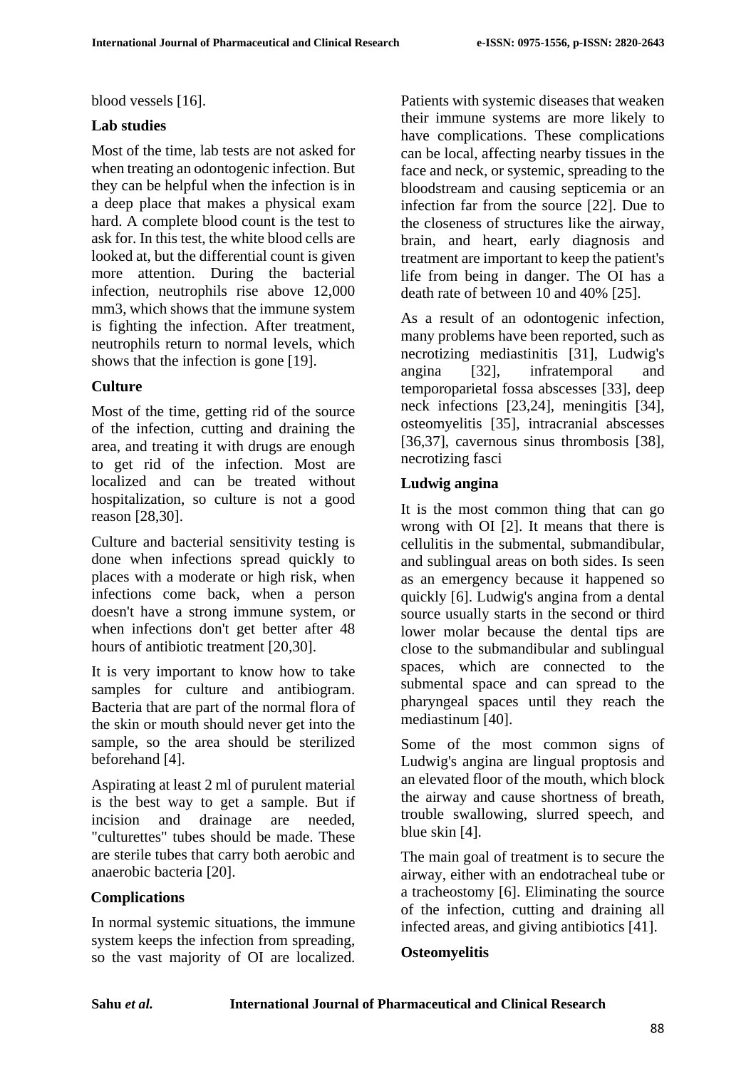blood vessels [16].

## Lab studies

Most of the time, lab tests are not asked for when treating an odontogenic infection. But they can be helpful when the infection is in a deep place that makes a physical exam hard. A complete blood count is the test to ask for. In this test, the white blood cells are looked at, but the differential count is given more attention. During the bacterial infection, neutrophils rise above 12,000 mm3, which shows that the immune system is fighting the infection. After treatment, neutrophils return to normal levels, which shows that the infection is gone [19].

## Culture

Most of the time, getting rid of the source of the infection, cutting and draining the area, and treating it with drugs are enough to get rid of the infection. Most are localized and can be treated without hospitalization, so culture is not a good reason [28,30].

Culture and bacterial sensitivity testing is done when infections spread quickly to places with a moderate or high risk, when infections come back, when a person doesn't have a strong immune system, or when infections don't get better after 48 hours of antibiotic treatment [20,30].

It is very important to know how to take samples for culture and antibiogram. Bacteria that are part of the normal flora of the skin or mouth should never get into the sample, so the area should be sterilized beforehand [4].

Aspirating at least 2 ml of purulent material is the best way to get a sample. But if incision and drainage are needed, "culturettes" tubes should be made. These are sterile tubes that carry both aerobic and anaerobic bacteria [20].

## Complications

In normal systemic situations, the immune system keeps the infection from spreading, so the vast majority of OI are localized. Patients with systemic diseases that weaken their immune systems are more likely to have complications. These complications can be local, affecting nearby tissues in the face and neck, or systemic, spreading to the bloodstream and causing septicemia or an infection far from the source [22]. Due to the closeness of structures like the airway, brain, and heart, early diagnosis and treatment are important to keep the patient's life from being in danger. The OI has a death rate of between 10 and 40% [25].

As a result of an odontogenic infection, many problems have been reported, such as necrotizing mediastinitis [31], Ludwig's angina [32], infratemporal and temporoparietal fossa abscesses [33], deep neck infections [23,24], meningitis [34], osteomyelitis [35], intracranial abscesses [36,37], cavernous sinus thrombosis [38], necrotizing fasci

## Ludwig angina

It is the most common thing that can go wrong with OI [2]. It means that there is cellulitis in the submental, submandibular, and sublingual areas on both sides. Is seen as an emergency because it happened so quickly [6]. Ludwig's angina from a dental source usually starts in the second or third lower molar because the dental tips are close to the submandibular and sublingual spaces, which are connected to the submental space and can spread to the pharyngeal spaces until they reach the mediastinum [40].

Some of the most common signs of Ludwig's angina are lingual proptosis and an elevated floor of the mouth, which block the airway and cause shortness of breath, trouble swallowing, slurred speech, and blue skin [4].

The main goal of treatment is to secure the airway, either with an endotracheal tube or a tracheostomy [6]. Eliminating the source of the infection, cutting and draining all infected areas, and giving antibiotics [41].

## Osteomyelitis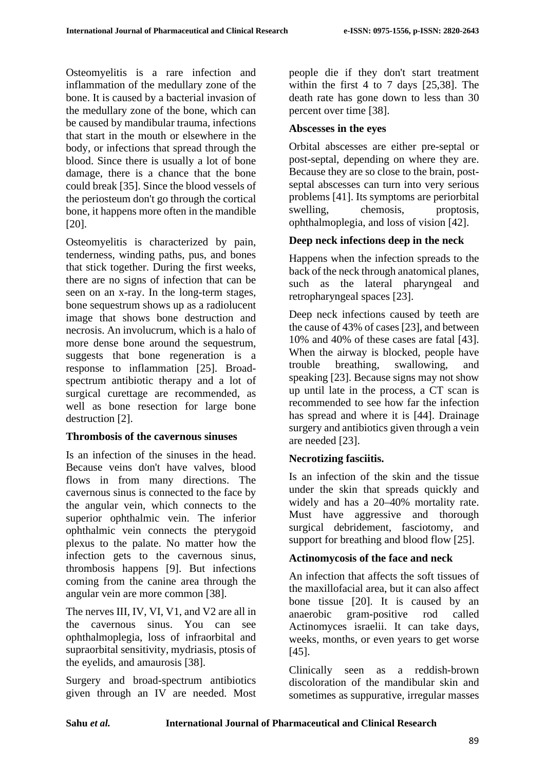Osteomyelitis is a rare infection and inflammation of the medullary zone of the bone. It is caused by a bacterial invasion of the medullary zone of the bone, which can be caused by mandibular trauma, infections that start in the mouth or elsewhere in the body, or infections that spread through the blood. Since there is usually a lot of bone damage, there is a chance that the bone could break [35]. Since the blood vessels of the periosteum don't go through the cortical bone, it happens more often in the mandible [20].

Osteomyelitis is characterized by pain, tenderness, winding paths, pus, and bones that stick together. During the first weeks, there are no signs of infection that can be seen on an x-ray. In the long-term stages, bone sequestrum shows up as a radiolucent image that shows bone destruction and necrosis. An involucrum, which is a halo of more dense bone around the sequestrum, suggests that bone regeneration is a response to inflammation [25]. Broad-spectrum antibiotic therapy and a lot of surgical curettage are recommended, as well as bone resection for large bone destruction [2].

### Thrombosis of the cavernous sinuses

Is an infection of the sinuses in the head. Because veins don't have valves, blood flows in from many directions. The cavernous sinus is connected to the face by the angular vein, which connects to the superior ophthalmic vein. The inferior ophthalmic vein connects the pterygoid plexus to the palate. No matter how the infection gets to the cavernous sinus, thrombosis happens [9]. But infections coming from the canine area through the angular vein are more common [38].

The nerves III, IV, VI, V1, and V2 are all in the cavernous sinus. You can see ophthalmoplegia, loss of infraorbital and supraorbital sensitivity, mydriasis, ptosis of the eyelids, and amaurosis [38].

Surgery and broad-spectrum antibiotics given through an IV are needed. Most people die if they don't start treatment within the first 4 to 7 days [25,38]. The death rate has gone down to less than 30 percent over time [38].

### Abscesses in the eyes

Orbital abscesses are either pre-septal or post-septal, depending on where they are. Because they are so close to the brain, post-septal abscesses can turn into very serious problems [41]. Its symptoms are periorbital swelling, chemosis, proptosis, ophthalmoplegia, and loss of vision [42].

### Deep neck infections deep in the neck

Happens when the infection spreads to the back of the neck through anatomical planes, such as the lateral pharyngeal and retropharyngeal spaces [23].

Deep neck infections caused by teeth are the cause of 43% of cases [23], and between 10% and 40% of these cases are fatal [43]. When the airway is blocked, people have trouble breathing, swallowing, and speaking [23]. Because signs may not show up until late in the process, a CT scan is recommended to see how far the infection has spread and where it is [44]. Drainage surgery and antibiotics given through a vein are needed [23].

### Necrotizing fasciitis.

Is an infection of the skin and the tissue under the skin that spreads quickly and widely and has a 20–40% mortality rate. Must have aggressive and thorough surgical debridement, fasciotomy, and support for breathing and blood flow [25].

### Actinomycosis of the face and neck

An infection that affects the soft tissues of the maxillofacial area, but it can also affect bone tissue [20]. It is caused by an anaerobic gram-positive rod called Actinomyces israelii. It can take days, weeks, months, or even years to get worse [45].

Clinically seen as a reddish-brown discoloration of the mandibular skin and sometimes as suppurative, irregular masses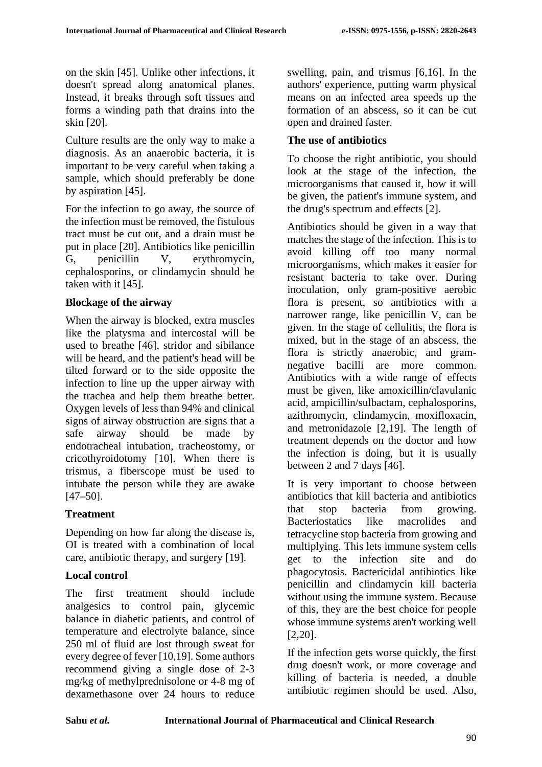on the skin [45]. Unlike other infections, it doesn't spread along anatomical planes. Instead, it breaks through soft tissues and forms a winding path that drains into the skin [20].

Culture results are the only way to make a diagnosis. As an anaerobic bacteria, it is important to be very careful when taking a sample, which should preferably be done by aspiration [45].

For the infection to go away, the source of the infection must be removed, the fistulous tract must be cut out, and a drain must be put in place [20]. Antibiotics like penicillin G, penicillin V, erythromycin, cephalosporins, or clindamycin should be taken with it [45].

**Blockage of the airway**

When the airway is blocked, extra muscles like the platysma and intercostal will be used to breathe [46], stridor and sibilance will be heard, and the patient's head will be tilted forward or to the side opposite the infection to line up the upper airway with the trachea and help them breathe better. Oxygen levels of less than 94% and clinical signs of airway obstruction are signs that a safe airway should be made by endotracheal intubation, tracheostomy, or cricothyroidotomy [10]. When there is trismus, a fiberscope must be used to intubate the person while they are awake [47–50].

**Treatment**

Depending on how far along the disease is, OI is treated with a combination of local care, antibiotic therapy, and surgery [19].

**Local control**

The first treatment should include analgesics to control pain, glycemic balance in diabetic patients, and control of temperature and electrolyte balance, since 250 ml of fluid are lost through sweat for every degree of fever [10,19]. Some authors recommend giving a single dose of 2-3 mg/kg of methylprednisolone or 4-8 mg of dexamethasone over 24 hours to reduce swelling, pain, and trismus [6,16]. In the authors' experience, putting warm physical means on an infected area speeds up the formation of an abscess, so it can be cut open and drained faster.

**The use of antibiotics**

To choose the right antibiotic, you should look at the stage of the infection, the microorganisms that caused it, how it will be given, the patient's immune system, and the drug's spectrum and effects [2].

Antibiotics should be given in a way that matches the stage of the infection. This is to avoid killing off too many normal microorganisms, which makes it easier for resistant bacteria to take over. During inoculation, only gram-positive aerobic flora is present, so antibiotics with a narrower range, like penicillin V, can be given. In the stage of cellulitis, the flora is mixed, but in the stage of an abscess, the flora is strictly anaerobic, and gram-negative bacilli are more common. Antibiotics with a wide range of effects must be given, like amoxicillin/clavulanic acid, ampicillin/sulbactam, cephalosporins, azithromycin, clindamycin, moxifloxacin, and metronidazole [2,19]. The length of treatment depends on the doctor and how the infection is doing, but it is usually between 2 and 7 days [46].

It is very important to choose between antibiotics that kill bacteria and antibiotics that stop bacteria from growing. Bacteriostatics like macrolides and tetracycline stop bacteria from growing and multiplying. This lets immune system cells get to the infection site and do phagocytosis. Bactericidal antibiotics like penicillin and clindamycin kill bacteria without using the immune system. Because of this, they are the best choice for people whose immune systems aren't working well [2,20].

If the infection gets worse quickly, the first drug doesn't work, or more coverage and killing of bacteria is needed, a double antibiotic regimen should be used. Also,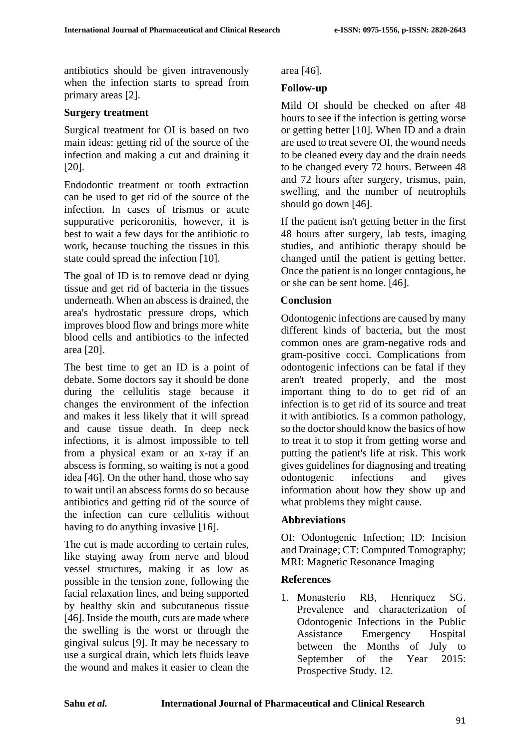antibiotics should be given intravenously when the infection starts to spread from primary areas [2].

### Surgery treatment

Surgical treatment for OI is based on two main ideas: getting rid of the source of the infection and making a cut and draining it [20].

Endodontic treatment or tooth extraction can be used to get rid of the source of the infection. In cases of trismus or acute suppurative pericoronitis, however, it is best to wait a few days for the antibiotic to work, because touching the tissues in this state could spread the infection [10].

The goal of ID is to remove dead or dying tissue and get rid of bacteria in the tissues underneath. When an abscess is drained, the area's hydrostatic pressure drops, which improves blood flow and brings more white blood cells and antibiotics to the infected area [20].

The best time to get an ID is a point of debate. Some doctors say it should be done during the cellulitis stage because it changes the environment of the infection and makes it less likely that it will spread and cause tissue death. In deep neck infections, it is almost impossible to tell from a physical exam or an x-ray if an abscess is forming, so waiting is not a good idea [46]. On the other hand, those who say to wait until an abscess forms do so because antibiotics and getting rid of the source of the infection can cure cellulitis without having to do anything invasive [16].

The cut is made according to certain rules, like staying away from nerve and blood vessel structures, making it as low as possible in the tension zone, following the facial relaxation lines, and being supported by healthy skin and subcutaneous tissue [46]. Inside the mouth, cuts are made where the swelling is the worst or through the gingival sulcus [9]. It may be necessary to use a surgical drain, which lets fluids leave the wound and makes it easier to clean the area [46].

### Follow-up

Mild OI should be checked on after 48 hours to see if the infection is getting worse or getting better [10]. When ID and a drain are used to treat severe OI, the wound needs to be cleaned every day and the drain needs to be changed every 72 hours. Between 48 and 72 hours after surgery, trismus, pain, swelling, and the number of neutrophils should go down [46].

If the patient isn't getting better in the first 48 hours after surgery, lab tests, imaging studies, and antibiotic therapy should be changed until the patient is getting better. Once the patient is no longer contagious, he or she can be sent home. [46].

## Conclusion

Odontogenic infections are caused by many different kinds of bacteria, but the most common ones are gram-negative rods and gram-positive cocci. Complications from odontogenic infections can be fatal if they aren't treated properly, and the most important thing to do to get rid of an infection is to get rid of its source and treat it with antibiotics. Is a common pathology, so the doctor should know the basics of how to treat it to stop it from getting worse and putting the patient's life at risk. This work gives guidelines for diagnosing and treating odontogenic infections and gives information about how they show up and what problems they might cause.

## Abbreviations

OI: Odontogenic Infection; ID: Incision and Drainage; CT: Computed Tomography; MRI: Magnetic Resonance Imaging

## References

1. Monasterio RB, Henriquez SG. Prevalence and characterization of Odontogenic Infections in the Public Assistance Emergency Hospital between the Months of July to September of the Year 2015: Prospective Study. 12.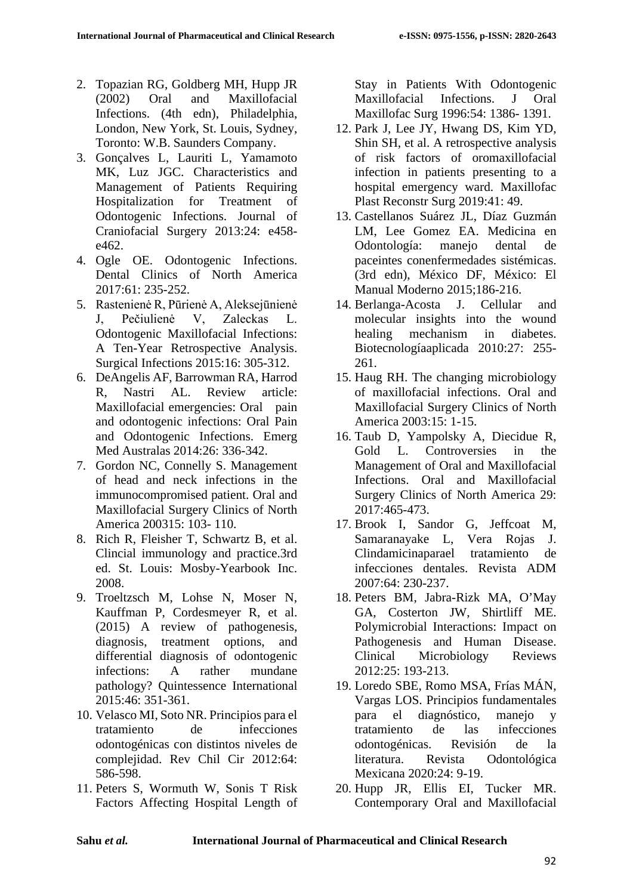2. Topazian RG, Goldberg MH, Hupp JR (2002) Oral and Maxillofacial Infections. (4th edn), Philadelphia, London, New York, St. Louis, Sydney, Toronto: W.B. Saunders Company.
3. Gonçalves L, Lauriti L, Yamamoto MK, Luz JGC. Characteristics and Management of Patients Requiring Hospitalization for Treatment of Odontogenic Infections. Journal of Craniofacial Surgery 2013:24: e458-e462.
4. Ogle OE. Odontogenic Infections. Dental Clinics of North America 2017:61: 235-252.
5. Rastenienė R, Pūrienė A, Aleksejūnienė J, Pečiulienė V, Zaleckas L. Odontogenic Maxillofacial Infections: A Ten-Year Retrospective Analysis. Surgical Infections 2015:16: 305-312.
6. DeAngelis AF, Barrowman RA, Harrod R, Nastri AL. Review article: Maxillofacial emergencies: Oral pain and odontogenic infections: Oral Pain and Odontogenic Infections. Emerg Med Australas 2014:26: 336-342.
7. Gordon NC, Connelly S. Management of head and neck infections in the immunocompromised patient. Oral and Maxillofacial Surgery Clinics of North America 200315: 103- 110.
8. Rich R, Fleisher T, Schwartz B, et al. Clincial immunology and practice.3rd ed. St. Louis: Mosby-Yearbook Inc. 2008.
9. Troeltzsch M, Lohse N, Moser N, Kauffman P, Cordesmeyer R, et al. (2015) A review of pathogenesis, diagnosis, treatment options, and differential diagnosis of odontogenic infections: A rather mundane pathology? Quintessence International 2015:46: 351-361.
10. Velasco MI, Soto NR. Principios para el tratamiento de infecciones odontogénicas con distintos niveles de complejidad. Rev Chil Cir 2012:64: 586-598.
11. Peters S, Wormuth W, Sonis T Risk Factors Affecting Hospital Length of Stay in Patients With Odontogenic Maxillofacial Infections. J Oral Maxillofac Surg 1996:54: 1386- 1391.
12. Park J, Lee JY, Hwang DS, Kim YD, Shin SH, et al. A retrospective analysis of risk factors of oromaxillofacial infection in patients presenting to a hospital emergency ward. Maxillofac Plast Reconstr Surg 2019:41: 49.
13. Castellanos Suárez JL, Díaz Guzmán LM, Lee Gomez EA. Medicina en Odontología: manejo dental de paceintes conenfermedades sistémicas. (3rd edn), México DF, México: El Manual Moderno 2015;186-216.
14. Berlanga-Acosta J. Cellular and molecular insights into the wound healing mechanism in diabetes. Biotecnologíaaplicada 2010:27: 255-261.
15. Haug RH. The changing microbiology of maxillofacial infections. Oral and Maxillofacial Surgery Clinics of North America 2003:15: 1-15.
16. Taub D, Yampolsky A, Diecidue R, Gold L. Controversies in the Management of Oral and Maxillofacial Infections. Oral and Maxillofacial Surgery Clinics of North America 29: 2017:465-473.
17. Brook I, Sandor G, Jeffcoat M, Samaranayake L, Vera Rojas J. Clindamicinaparael tratamiento de infecciones dentales. Revista ADM 2007:64: 230-237.
18. Peters BM, Jabra-Rizk MA, O'May GA, Costerton JW, Shirtliff ME. Polymicrobial Interactions: Impact on Pathogenesis and Human Disease. Clinical Microbiology Reviews 2012:25: 193-213.
19. Loredo SBE, Romo MSA, Frías MÁN, Vargas LOS. Principios fundamentales para el diagnóstico, manejo y tratamiento de las infecciones odontogénicas. Revisión de la literatura. Revista Odontológica Mexicana 2020:24: 9-19.
20. Hupp JR, Ellis EI, Tucker MR. Contemporary Oral and Maxillofacial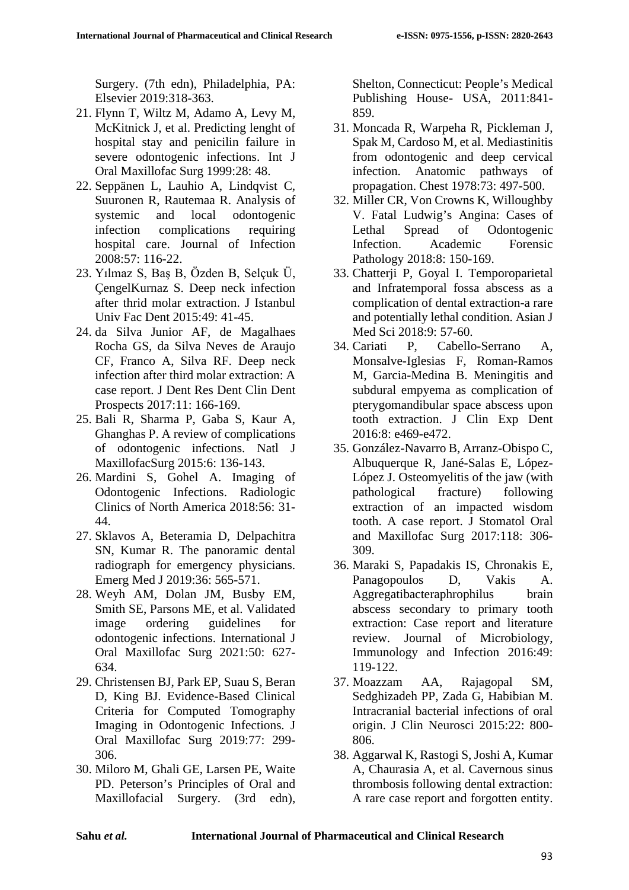Surgery. (7th edn), Philadelphia, PA: Elsevier 2019:318-363.

21. Flynn T, Wiltz M, Adamo A, Levy M, McKitnick J, et al. Predicting lenght of hospital stay and penicilin failure in severe odontogenic infections. Int J Oral Maxillofac Surg 1999:28: 48.
22. Seppänen L, Lauhio A, Lindqvist C, Suuronen R, Rautemaa R. Analysis of systemic and local odontogenic infection complications requiring hospital care. Journal of Infection 2008:57: 116-22.
23. Yılmaz S, Baş B, Özden B, Selçuk Ü, ÇengelKurnaz S. Deep neck infection after thrid molar extraction. J Istanbul Univ Fac Dent 2015:49: 41-45.
24. da Silva Junior AF, de Magalhaes Rocha GS, da Silva Neves de Araujo CF, Franco A, Silva RF. Deep neck infection after third molar extraction: A case report. J Dent Res Dent Clin Dent Prospects 2017:11: 166-169.
25. Bali R, Sharma P, Gaba S, Kaur A, Ghanghas P. A review of complications of odontogenic infections. Natl J MaxillofacSurg 2015:6: 136-143.
26. Mardini S, Gohel A. Imaging of Odontogenic Infections. Radiologic Clinics of North America 2018:56: 31-44.
27. Sklavos A, Beteramia D, Delpachitra SN, Kumar R. The panoramic dental radiograph for emergency physicians. Emerg Med J 2019:36: 565-571.
28. Weyh AM, Dolan JM, Busby EM, Smith SE, Parsons ME, et al. Validated image ordering guidelines for odontogenic infections. International J Oral Maxillofac Surg 2021:50: 627-634.
29. Christensen BJ, Park EP, Suau S, Beran D, King BJ. Evidence-Based Clinical Criteria for Computed Tomography Imaging in Odontogenic Infections. J Oral Maxillofac Surg 2019:77: 299-306.
30. Miloro M, Ghali GE, Larsen PE, Waite PD. Peterson's Principles of Oral and Maxillofacial Surgery. (3rd edn), Shelton, Connecticut: People's Medical Publishing House- USA, 2011:841-859.
31. Moncada R, Warpeha R, Pickleman J, Spak M, Cardoso M, et al. Mediastinitis from odontogenic and deep cervical infection. Anatomic pathways of propagation. Chest 1978:73: 497-500.
32. Miller CR, Von Crowns K, Willoughby V. Fatal Ludwig's Angina: Cases of Lethal Spread of Odontogenic Infection. Academic Forensic Pathology 2018:8: 150-169.
33. Chatterji P, Goyal I. Temporoparietal and Infratemporal fossa abscess as a complication of dental extraction-a rare and potentially lethal condition. Asian J Med Sci 2018:9: 57-60.
34. Cariati P, Cabello-Serrano A, Monsalve-Iglesias F, Roman-Ramos M, Garcia-Medina B. Meningitis and subdural empyema as complication of pterygomandibular space abscess upon tooth extraction. J Clin Exp Dent 2016:8: e469-e472.
35. González-Navarro B, Arranz-Obispo C, Albuquerque R, Jané-Salas E, López-López J. Osteomyelitis of the jaw (with pathological fracture) following extraction of an impacted wisdom tooth. A case report. J Stomatol Oral and Maxillofac Surg 2017:118: 306-309.
36. Maraki S, Papadakis IS, Chronakis E, Panagopoulos D, Vakis A. Aggregatibacteraphrophilus brain abscess secondary to primary tooth extraction: Case report and literature review. Journal of Microbiology, Immunology and Infection 2016:49: 119-122.
37. Moazzam AA, Rajagopal SM, Sedghizadeh PP, Zada G, Habibian M. Intracranial bacterial infections of oral origin. J Clin Neurosci 2015:22: 800-806.
38. Aggarwal K, Rastogi S, Joshi A, Kumar A, Chaurasia A, et al. Cavernous sinus thrombosis following dental extraction: A rare case report and forgotten entity.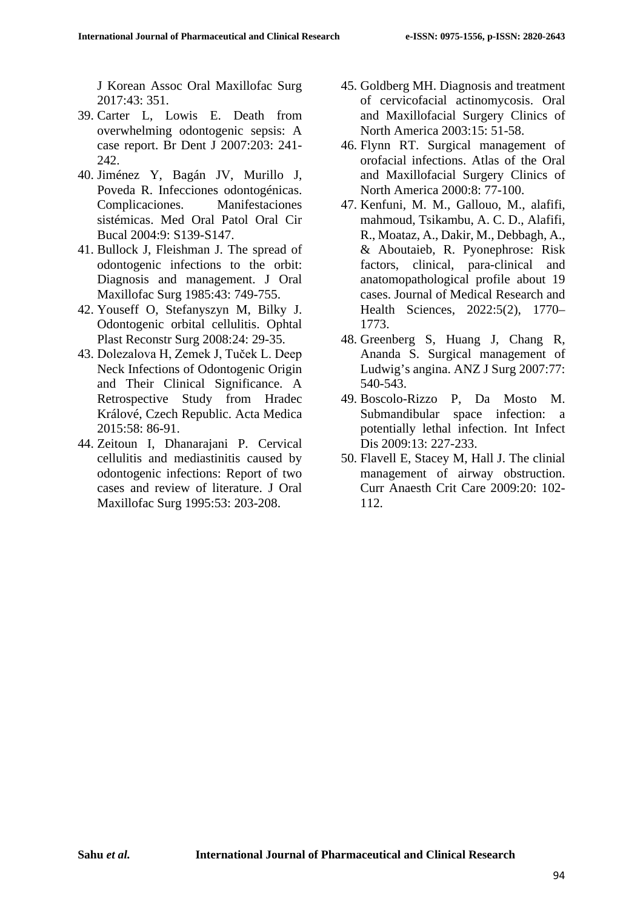J Korean Assoc Oral Maxillofac Surg 2017:43: 351.

39. Carter L, Lowis E. Death from overwhelming odontogenic sepsis: A case report. Br Dent J 2007:203: 241-242.
40. Jiménez Y, Bagán JV, Murillo J, Poveda R. Infecciones odontogénicas. Complicaciones. Manifestaciones sistémicas. Med Oral Patol Oral Cir Bucal 2004:9: S139-S147.
41. Bullock J, Fleishman J. The spread of odontogenic infections to the orbit: Diagnosis and management. J Oral Maxillofac Surg 1985:43: 749-755.
42. Youseff O, Stefanyszyn M, Bilky J. Odontogenic orbital cellulitis. Ophtal Plast Reconstr Surg 2008:24: 29-35.
43. Dolezalova H, Zemek J, Tuček L. Deep Neck Infections of Odontogenic Origin and Their Clinical Significance. A Retrospective Study from Hradec Králové, Czech Republic. Acta Medica 2015:58: 86-91.
44. Zeitoun I, Dhanarajani P. Cervical cellulitis and mediastinitis caused by odontogenic infections: Report of two cases and review of literature. J Oral Maxillofac Surg 1995:53: 203-208.
45. Goldberg MH. Diagnosis and treatment of cervicofacial actinomycosis. Oral and Maxillofacial Surgery Clinics of North America 2003:15: 51-58.
46. Flynn RT. Surgical management of orofacial infections. Atlas of the Oral and Maxillofacial Surgery Clinics of North America 2000:8: 77-100.
47. Kenfuni, M. M., Gallouo, M., alafifi, mahmoud, Tsikambu, A. C. D., Alafifi, R., Moataz, A., Dakir, M., Debbagh, A., & Aboutaieb, R. Pyonephrose: Risk factors, clinical, para-clinical and anatomopathological profile about 19 cases. Journal of Medical Research and Health Sciences, 2022:5(2), 1770–1773.
48. Greenberg S, Huang J, Chang R, Ananda S. Surgical management of Ludwig's angina. ANZ J Surg 2007:77: 540-543.
49. Boscolo-Rizzo P, Da Mosto M. Submandibular space infection: a potentially lethal infection. Int Infect Dis 2009:13: 227-233.
50. Flavell E, Stacey M, Hall J. The clinial management of airway obstruction. Curr Anaesth Crit Care 2009:20: 102-112.